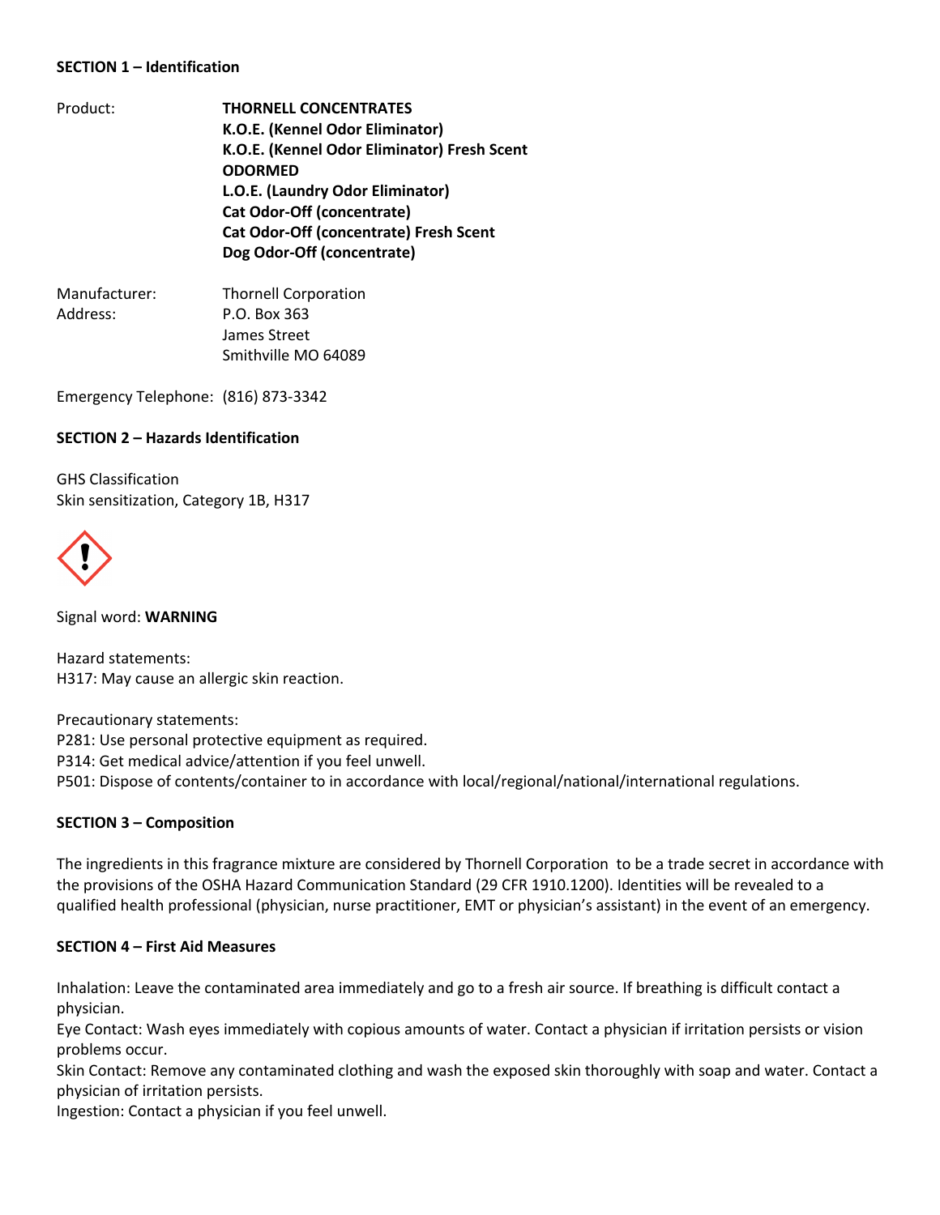## SECTION 1 – Identification

Product:

**THORNELL CONCENTRATES**
**K.O.E. (Kennel Odor Eliminator)**
**K.O.E. (Kennel Odor Eliminator) Fresh Scent**
**ODORMED**
**L.O.E. (Laundry Odor Eliminator)**
**Cat Odor-Off (concentrate)**
**Cat Odor-Off (concentrate) Fresh Scent**
**Dog Odor-Off (concentrate)**

Manufacturer: Thornell Corporation
Address: P.O. Box 363
James Street
Smithville MO 64089

Emergency Telephone: (816) 873-3342

## SECTION 2 – Hazards Identification

GHS Classification
Skin sensitization, Category 1B, H317

Signal word: **WARNING**

Hazard statements:
H317: May cause an allergic skin reaction.

Precautionary statements:
P281: Use personal protective equipment as required.
P314: Get medical advice/attention if you feel unwell.
P501: Dispose of contents/container to in accordance with local/regional/national/international regulations.

## SECTION 3 – Composition

The ingredients in this fragrance mixture are considered by Thornell Corporation to be a trade secret in accordance with the provisions of the OSHA Hazard Communication Standard (29 CFR 1910.1200). Identities will be revealed to a qualified health professional (physician, nurse practitioner, EMT or physician's assistant) in the event of an emergency.

## SECTION 4 – First Aid Measures

Inhalation: Leave the contaminated area immediately and go to a fresh air source. If breathing is difficult contact a physician.
Eye Contact: Wash eyes immediately with copious amounts of water. Contact a physician if irritation persists or vision problems occur.
Skin Contact: Remove any contaminated clothing and wash the exposed skin thoroughly with soap and water. Contact a physician of irritation persists.
Ingestion: Contact a physician if you feel unwell.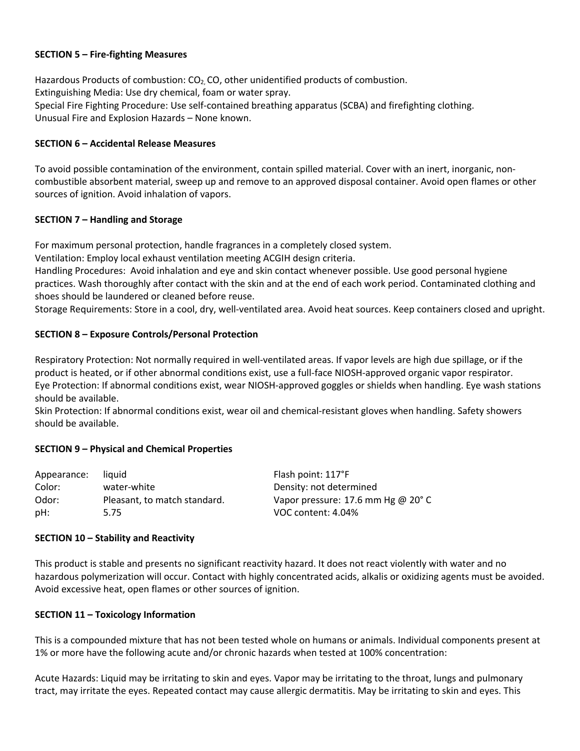**SECTION 5 – Fire-fighting Measures**

Hazardous Products of combustion: $CO_2$, CO, other unidentified products of combustion.
Extinguishing Media: Use dry chemical, foam or water spray.
Special Fire Fighting Procedure: Use self-contained breathing apparatus (SCBA) and firefighting clothing.
Unusual Fire and Explosion Hazards – None known.

**SECTION 6 – Accidental Release Measures**

To avoid possible contamination of the environment, contain spilled material. Cover with an inert, inorganic, non-combustible absorbent material, sweep up and remove to an approved disposal container. Avoid open flames or other sources of ignition. Avoid inhalation of vapors.

**SECTION 7 – Handling and Storage**

For maximum personal protection, handle fragrances in a completely closed system.
Ventilation: Employ local exhaust ventilation meeting ACGIH design criteria.
Handling Procedures: Avoid inhalation and eye and skin contact whenever possible. Use good personal hygiene practices. Wash thoroughly after contact with the skin and at the end of each work period. Contaminated clothing and shoes should be laundered or cleaned before reuse.
Storage Requirements: Store in a cool, dry, well-ventilated area. Avoid heat sources. Keep containers closed and upright.

**SECTION 8 – Exposure Controls/Personal Protection**

Respiratory Protection: Not normally required in well-ventilated areas. If vapor levels are high due spillage, or if the product is heated, or if other abnormal conditions exist, use a full-face NIOSH-approved organic vapor respirator.
Eye Protection: If abnormal conditions exist, wear NIOSH-approved goggles or shields when handling. Eye wash stations should be available.
Skin Protection: If abnormal conditions exist, wear oil and chemical-resistant gloves when handling. Safety showers should be available.

**SECTION 9 – Physical and Chemical Properties**

| | | |
|---|---|---|
| Appearance: | liquid | Flash point: 117°F |
| Color: | water-white | Density: not determined |
| Odor: | Pleasant, to match standard. | Vapor pressure: 17.6 mm Hg @ 20° C |
| pH: | 5.75 | VOC content: 4.04% |

**SECTION 10 – Stability and Reactivity**

This product is stable and presents no significant reactivity hazard. It does not react violently with water and no hazardous polymerization will occur. Contact with highly concentrated acids, alkalis or oxidizing agents must be avoided. Avoid excessive heat, open flames or other sources of ignition.

**SECTION 11 – Toxicology Information**

This is a compounded mixture that has not been tested whole on humans or animals. Individual components present at 1% or more have the following acute and/or chronic hazards when tested at 100% concentration:

Acute Hazards: Liquid may be irritating to skin and eyes. Vapor may be irritating to the throat, lungs and pulmonary tract, may irritate the eyes. Repeated contact may cause allergic dermatitis. May be irritating to skin and eyes. This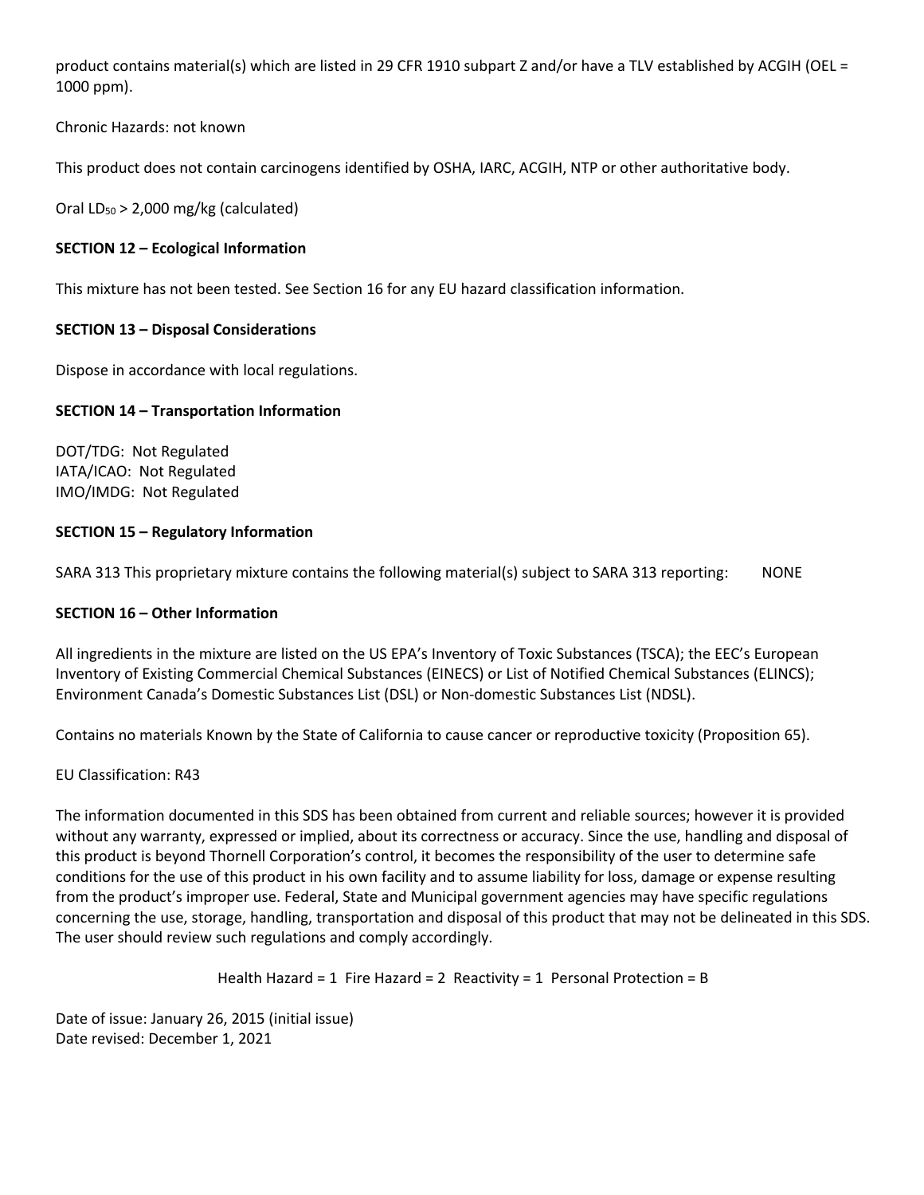product contains material(s) which are listed in 29 CFR 1910 subpart Z and/or have a TLV established by ACGIH (OEL = 1000 ppm).

Chronic Hazards: not known

This product does not contain carcinogens identified by OSHA, IARC, ACGIH, NTP or other authoritative body.

Oral $LD_{50}$ > 2,000 mg/kg (calculated)

**SECTION 12 – Ecological Information**

This mixture has not been tested. See Section 16 for any EU hazard classification information.

**SECTION 13 – Disposal Considerations**

Dispose in accordance with local regulations.

**SECTION 14 – Transportation Information**

DOT/TDG: Not Regulated
IATA/ICAO: Not Regulated
IMO/IMDG: Not Regulated

**SECTION 15 – Regulatory Information**

SARA 313 This proprietary mixture contains the following material(s) subject to SARA 313 reporting: NONE

**SECTION 16 – Other Information**

All ingredients in the mixture are listed on the US EPA's Inventory of Toxic Substances (TSCA); the EEC's European Inventory of Existing Commercial Chemical Substances (EINECS) or List of Notified Chemical Substances (ELINCS); Environment Canada's Domestic Substances List (DSL) or Non-domestic Substances List (NDSL).

Contains no materials Known by the State of California to cause cancer or reproductive toxicity (Proposition 65).

EU Classification: R43

The information documented in this SDS has been obtained from current and reliable sources; however it is provided without any warranty, expressed or implied, about its correctness or accuracy. Since the use, handling and disposal of this product is beyond Thornell Corporation's control, it becomes the responsibility of the user to determine safe conditions for the use of this product in his own facility and to assume liability for loss, damage or expense resulting from the product's improper use. Federal, State and Municipal government agencies may have specific regulations concerning the use, storage, handling, transportation and disposal of this product that may not be delineated in this SDS. The user should review such regulations and comply accordingly.

Health Hazard = 1 Fire Hazard = 2 Reactivity = 1 Personal Protection = B

Date of issue: January 26, 2015 (initial issue)
Date revised: December 1, 2021